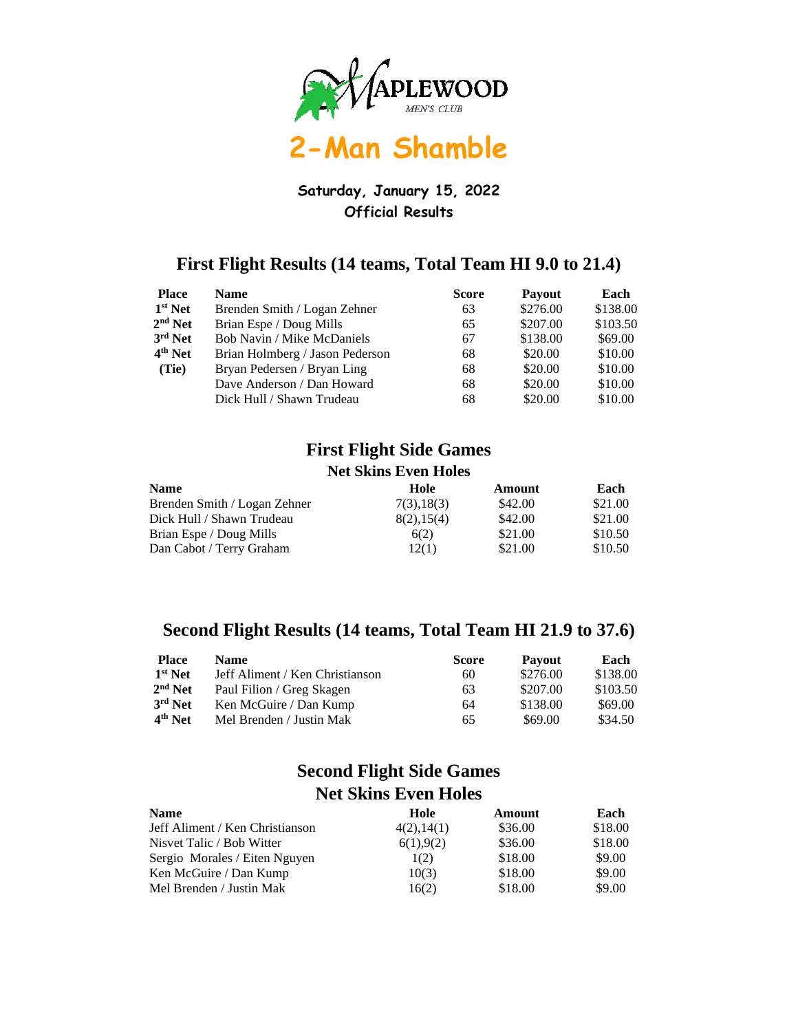MAPLEWOOD
MEN'S CLUB

# 2-Man Shamble

**Saturday, January 15, 2022**
**Official Results**

## First Flight Results (14 teams, Total Team HI 9.0 to 21.4)

| Place | Name | Score | Payout | Each |
|---|---|---|---|---|
| 1st Net | Brenden Smith / Logan Zehner | 63 | $276.00 | $138.00 |
| 2nd Net | Brian Espe / Doug Mills | 65 | $207.00 | $103.50 |
| 3rd Net | Bob Navin / Mike McDaniels | 67 | $138.00 | $69.00 |
| 4th Net | Brian Holmberg / Jason Pederson | 68 | $20.00 | $10.00 |
| (Tie) | Bryan Pedersen / Bryan Ling | 68 | $20.00 | $10.00 |
| | Dave Anderson / Dan Howard | 68 | $20.00 | $10.00 |
| | Dick Hull / Shawn Trudeau | 68 | $20.00 | $10.00 |

## First Flight Side Games

### Net Skins Even Holes

| Name | Hole | Amount | Each |
|---|---|---|---|
| Brenden Smith / Logan Zehner | 7(3),18(3) | $42.00 | $21.00 |
| Dick Hull / Shawn Trudeau | 8(2),15(4) | $42.00 | $21.00 |
| Brian Espe / Doug Mills | 6(2) | $21.00 | $10.50 |
| Dan Cabot / Terry Graham | 12(1) | $21.00 | $10.50 |

## Second Flight Results (14 teams, Total Team HI 21.9 to 37.6)

| Place | Name | Score | Payout | Each |
|---|---|---|---|---|
| 1st Net | Jeff Aliment / Ken Christianson | 60 | $276.00 | $138.00 |
| 2nd Net | Paul Filion / Greg Skagen | 63 | $207.00 | $103.50 |
| 3rd Net | Ken McGuire / Dan Kump | 64 | $138.00 | $69.00 |
| 4th Net | Mel Brenden / Justin Mak | 65 | $69.00 | $34.50 |

## Second Flight Side Games

### Net Skins Even Holes

| Name | Hole | Amount | Each |
|---|---|---|---|
| Jeff Aliment / Ken Christianson | 4(2),14(1) | $36.00 | $18.00 |
| Nisvet Talic / Bob Witter | 6(1),9(2) | $36.00 | $18.00 |
| Sergio Morales / Eiten Nguyen | 1(2) | $18.00 | $9.00 |
| Ken McGuire / Dan Kump | 10(3) | $18.00 | $9.00 |
| Mel Brenden / Justin Mak | 16(2) | $18.00 | $9.00 |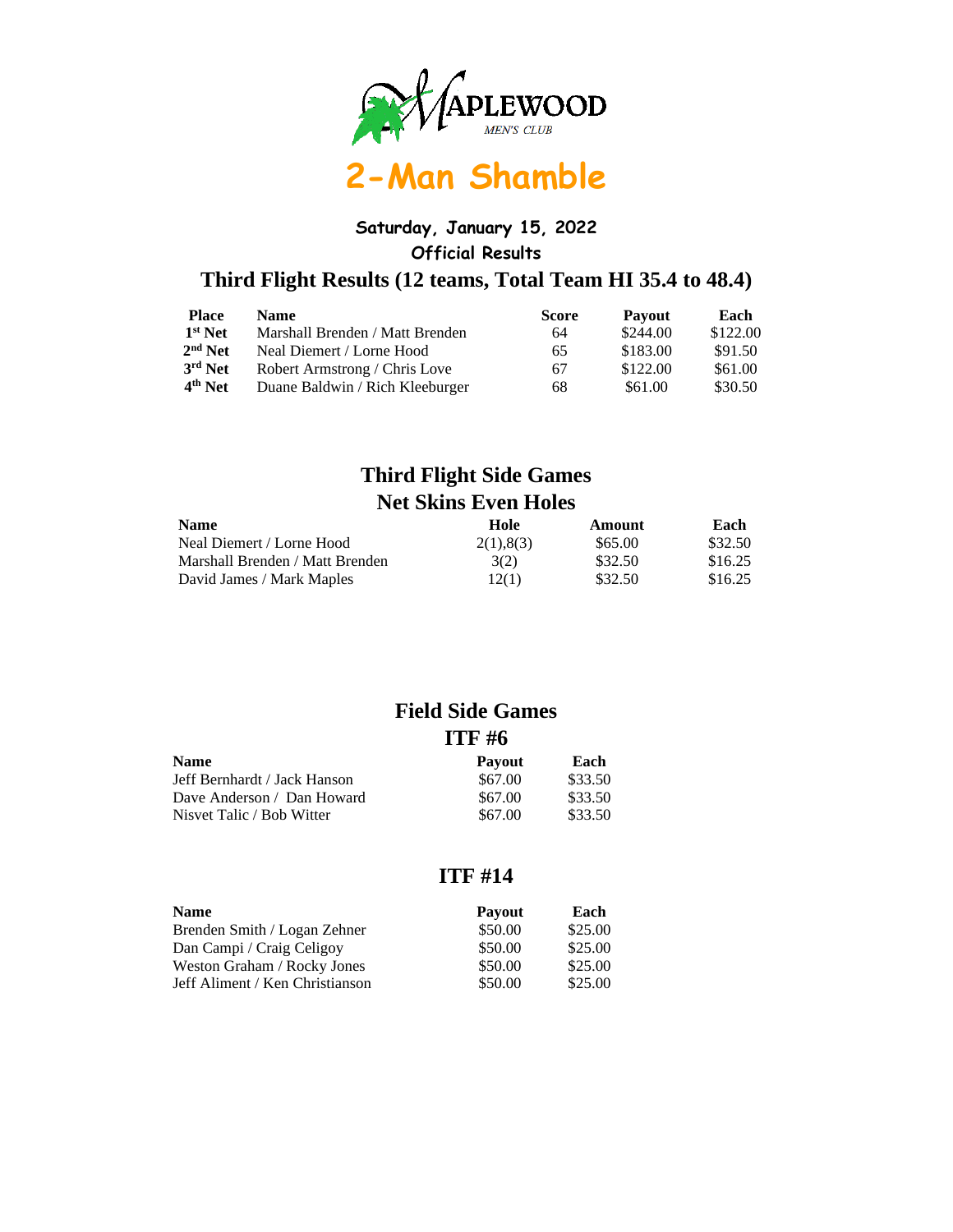MAPLEWOOD MEN'S CLUB

# 2-Man Shamble

**Saturday, January 15, 2022**

**Official Results**

## Third Flight Results (12 teams, Total Team HI 35.4 to 48.4)

| Place | Name | Score | Payout | Each |
|---|---|---|---|---|
| 1st Net | Marshall Brenden / Matt Brenden | 64 | $244.00 | $122.00 |
| 2nd Net | Neal Diemert / Lorne Hood | 65 | $183.00 | $91.50 |
| 3rd Net | Robert Armstrong / Chris Love | 67 | $122.00 | $61.00 |
| 4th Net | Duane Baldwin / Rich Kleeburger | 68 | $61.00 | $30.50 |

## Third Flight Side Games

### Net Skins Even Holes

| Name | Hole | Amount | Each |
|---|---|---|---|
| Neal Diemert / Lorne Hood | 2(1),8(3) | $65.00 | $32.50 |
| Marshall Brenden / Matt Brenden | 3(2) | $32.50 | $16.25 |
| David James / Mark Maples | 12(1) | $32.50 | $16.25 |

## Field Side Games

### ITF #6

| Name | Payout | Each |
|---|---|---|
| Jeff Bernhardt / Jack Hanson | $67.00 | $33.50 |
| Dave Anderson / Dan Howard | $67.00 | $33.50 |
| Nisvet Talic / Bob Witter | $67.00 | $33.50 |

### ITF #14

| Name | Payout | Each |
|---|---|---|
| Brenden Smith / Logan Zehner | $50.00 | $25.00 |
| Dan Campi / Craig Celigoy | $50.00 | $25.00 |
| Weston Graham / Rocky Jones | $50.00 | $25.00 |
| Jeff Aliment / Ken Christianson | $50.00 | $25.00 |